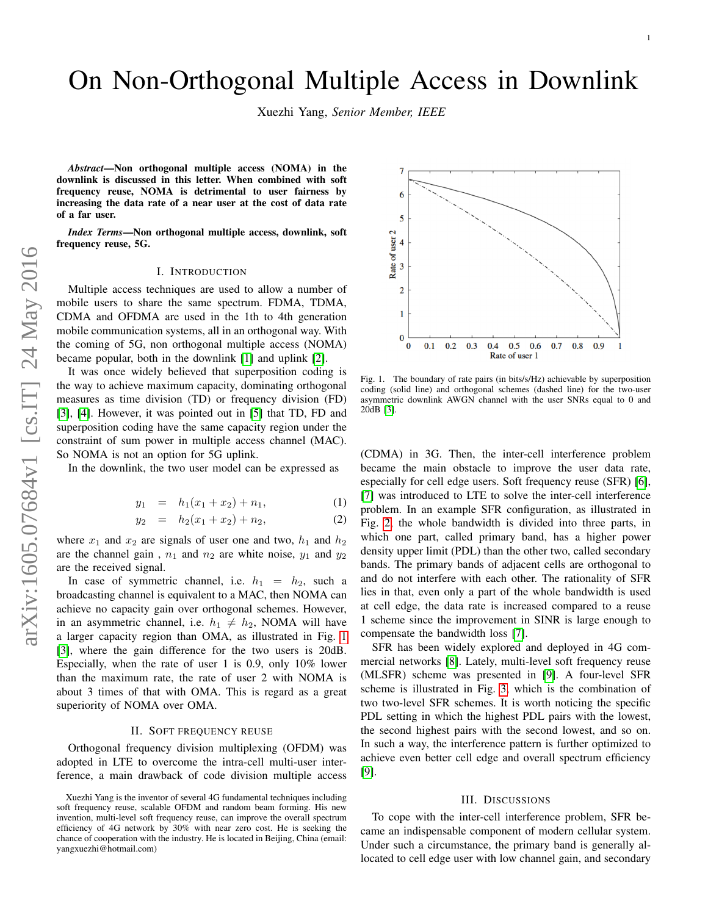# On Non-Orthogonal Multiple Access in Downlink

Xuezhi Yang, *Senior Member, IEEE*

***Abstract*—Non orthogonal multiple access (NOMA) in the downlink is discussed in this letter. When combined with soft frequency reuse, NOMA is detrimental to user fairness by increasing the data rate of a near user at the cost of data rate of a far user.**

***Index Terms*—Non orthogonal multiple access, downlink, soft frequency reuse, 5G.**

## I. Introduction

Multiple access techniques are used to allow a number of mobile users to share the same spectrum. FDMA, TDMA, CDMA and OFDMA are used in the 1th to 4th generation mobile communication systems, all in an orthogonal way. With the coming of 5G, non orthogonal multiple access (NOMA) became popular, both in the downlink [1] and uplink [2].

It was once widely believed that superposition coding is the way to achieve maximum capacity, dominating orthogonal measures as time division (TD) or frequency division (FD) [3], [4]. However, it was pointed out in [5] that TD, FD and superposition coding have the same capacity region under the constraint of sum power in multiple access channel (MAC). So NOMA is not an option for 5G uplink.

In the downlink, the two user model can be expressed as

$$y_1 = h_1(x_1 + x_2) + n_1, \tag{1}$$

$$y_2 = h_2(x_1 + x_2) + n_2, \tag{2}$$

where $x_1$ and $x_2$ are signals of user one and two, $h_1$ and $h_2$ are the channel gain , $n_1$ and $n_2$ are white noise, $y_1$ and $y_2$ are the received signal.

In case of symmetric channel, i.e. $h_1 = h_2$, such a broadcasting channel is equivalent to a MAC, then NOMA can achieve no capacity gain over orthogonal schemes. However, in an asymmetric channel, i.e. $h_1 \neq h_2$, NOMA will have a larger capacity region than OMA, as illustrated in Fig. 1 [3], where the gain difference for the two users is 20dB. Especially, when the rate of user 1 is 0.9, only 10% lower than the maximum rate, the rate of user 2 with NOMA is about 3 times of that with OMA. This is regard as a great superiority of NOMA over OMA.

Fig. 1. The boundary of rate pairs (in bits/s/Hz) achievable by superposition coding (solid line) and orthogonal schemes (dashed line) for the two-user asymmetric downlink AWGN channel with the user SNRs equal to 0 and 20dB [3].

## II. Soft Frequency Reuse

Orthogonal frequency division multiplexing (OFDM) was adopted in LTE to overcome the intra-cell multi-user interference, a main drawback of code division multiple access (CDMA) in 3G. Then, the inter-cell interference problem became the main obstacle to improve the user data rate, especially for cell edge users. Soft frequency reuse (SFR) [6], [7] was introduced to LTE to solve the inter-cell interference problem. In an example SFR configuration, as illustrated in Fig. 2, the whole bandwidth is divided into three parts, in which one part, called primary band, has a higher power density upper limit (PDL) than the other two, called secondary bands. The primary bands of adjacent cells are orthogonal to and do not interfere with each other. The rationality of SFR lies in that, even only a part of the whole bandwidth is used at cell edge, the data rate is increased compared to a reuse 1 scheme since the improvement in SINR is large enough to compensate the bandwidth loss [7].

SFR has been widely explored and deployed in 4G commercial networks [8]. Lately, multi-level soft frequency reuse (MLSFR) scheme was presented in [9]. A four-level SFR scheme is illustrated in Fig. 3, which is the combination of two two-level SFR schemes. It is worth noticing the specific PDL setting in which the highest PDL pairs with the lowest, the second highest pairs with the second lowest, and so on. In such a way, the interference pattern is further optimized to achieve even better cell edge and overall spectrum efficiency [9].

## III. Discussions

To cope with the inter-cell interference problem, SFR became an indispensable component of modern cellular system. Under such a circumstance, the primary band is generally allocated to cell edge user with low channel gain, and secondary

Xuezhi Yang is the inventor of several 4G fundamental techniques including soft frequency reuse, scalable OFDM and random beam forming. His new invention, multi-level soft frequency reuse, can improve the overall spectrum efficiency of 4G network by 30% with near zero cost. He is seeking the chance of cooperation with the industry. He is located in Beijing, China (email: yangxuezhi@hotmail.com)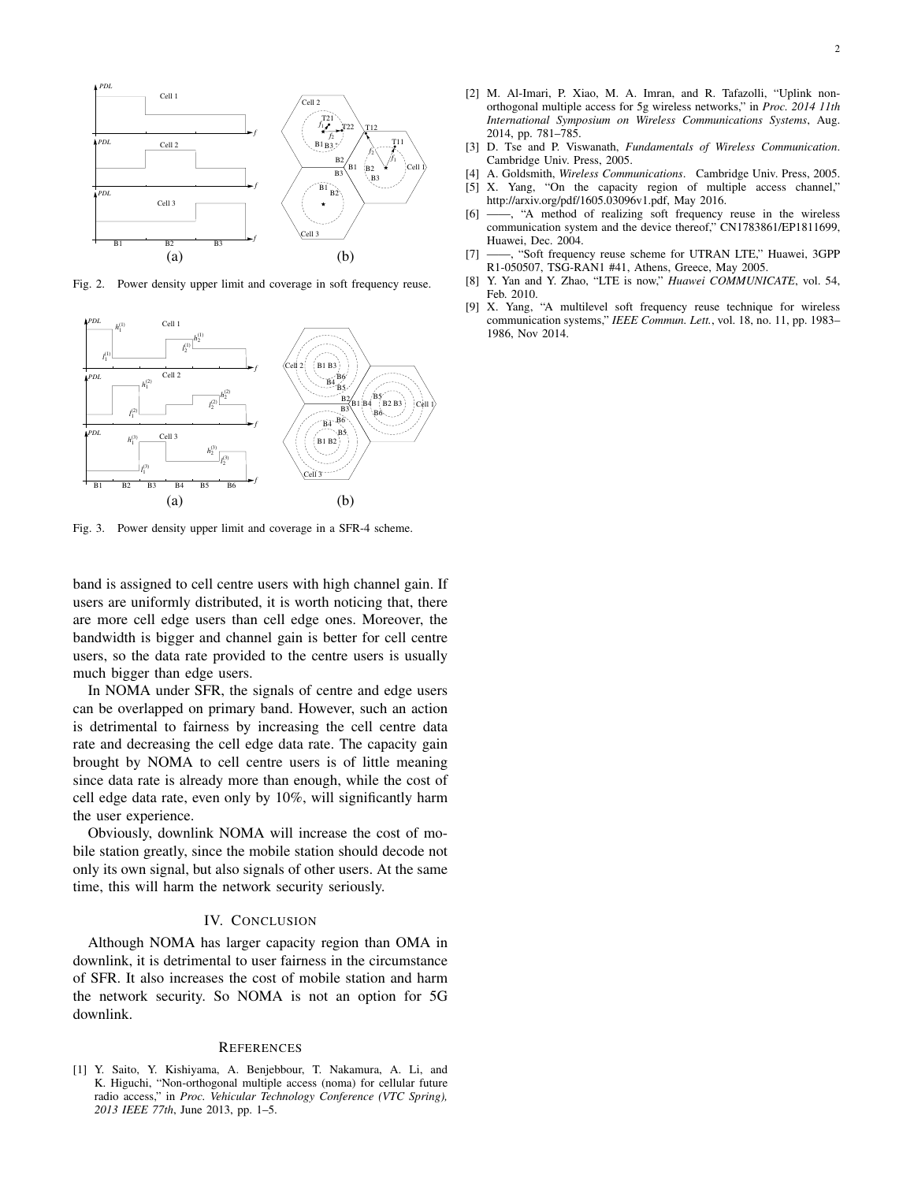PDL

Cell 1

f

PDL

Cell 2

f

PDL

Cell 3

f

B1 B2 B3

(a)

Cell 2

T21

$f_1$

$f_2$

T22

T12

B1 B3

T11

$f_2$

$f_1$

B2

B1

B3

B2

Cell 1

B3

B1

B2

Cell 3

(b)

Fig. 2. Power density upper limit and coverage in soft frequency reuse.

PDL

$h_1^{(1)}$

Cell 1

$h_2^{(1)}$

$l_2^{(1)}$

$l_1^{(1)}$

f

PDL

Cell 2

$h_1^{(2)}$

$h_2^{(2)}$

$l_1^{(2)}$

$l_2^{(2)}$

f

PDL

$h_1^{(3)}$

Cell 3

$h_2^{(3)}$

$l_2^{(3)}$

$l_1^{(3)}$

f

B1 B2 B3 B4 B5 B6

(a)

Cell 2

B1 B3

B6

B4

B5

B2

B5

B1 B4

B2 B3

Cell 1

B3

B6

B4

B6

B5

B1 B2

Cell 3

(b)

Fig. 3. Power density upper limit and coverage in a SFR-4 scheme.

band is assigned to cell centre users with high channel gain. If users are uniformly distributed, it is worth noticing that, there are more cell edge users than cell edge ones. Moreover, the bandwidth is bigger and channel gain is better for cell centre users, so the data rate provided to the centre users is usually much bigger than edge users.

In NOMA under SFR, the signals of centre and edge users can be overlapped on primary band. However, such an action is detrimental to fairness by increasing the cell centre data rate and decreasing the cell edge data rate. The capacity gain brought by NOMA to cell centre users is of little meaning since data rate is already more than enough, while the cost of cell edge data rate, even only by 10%, will significantly harm the user experience.

Obviously, downlink NOMA will increase the cost of mobile station greatly, since the mobile station should decode not only its own signal, but also signals of other users. At the same time, this will harm the network security seriously.

## IV. Conclusion

Although NOMA has larger capacity region than OMA in downlink, it is detrimental to user fairness in the circumstance of SFR. It also increases the cost of mobile station and harm the network security. So NOMA is not an option for 5G downlink.

## References

[1] Y. Saito, Y. Kishiyama, A. Benjebbour, T. Nakamura, A. Li, and K. Higuchi, "Non-orthogonal multiple access (noma) for cellular future radio access," in *Proc. Vehicular Technology Conference (VTC Spring), 2013 IEEE 77th*, June 2013, pp. 1–5.

[2] M. Al-Imari, P. Xiao, M. A. Imran, and R. Tafazolli, "Uplink non-orthogonal multiple access for 5g wireless networks," in *Proc. 2014 11th International Symposium on Wireless Communications Systems*, Aug. 2014, pp. 781–785.

[3] D. Tse and P. Viswanath, *Fundamentals of Wireless Communication*. Cambridge Univ. Press, 2005.

[4] A. Goldsmith, *Wireless Communications*. Cambridge Univ. Press, 2005.

[5] X. Yang, "On the capacity region of multiple access channel," http://arxiv.org/pdf/1605.03096v1.pdf, May 2016.

[6] ——, "A method of realizing soft frequency reuse in the wireless communication system and the device thereof," CN1783861/EP1811699, Huawei, Dec. 2004.

[7] ——, "Soft frequency reuse scheme for UTRAN LTE," Huawei, 3GPP R1-050507, TSG-RAN1 #41, Athens, Greece, May 2005.

[8] Y. Yan and Y. Zhao, "LTE is now," *Huawei COMMUNICATE*, vol. 54, Feb. 2010.

[9] X. Yang, "A multilevel soft frequency reuse technique for wireless communication systems," *IEEE Commun. Lett.*, vol. 18, no. 11, pp. 1983–1986, Nov 2014.